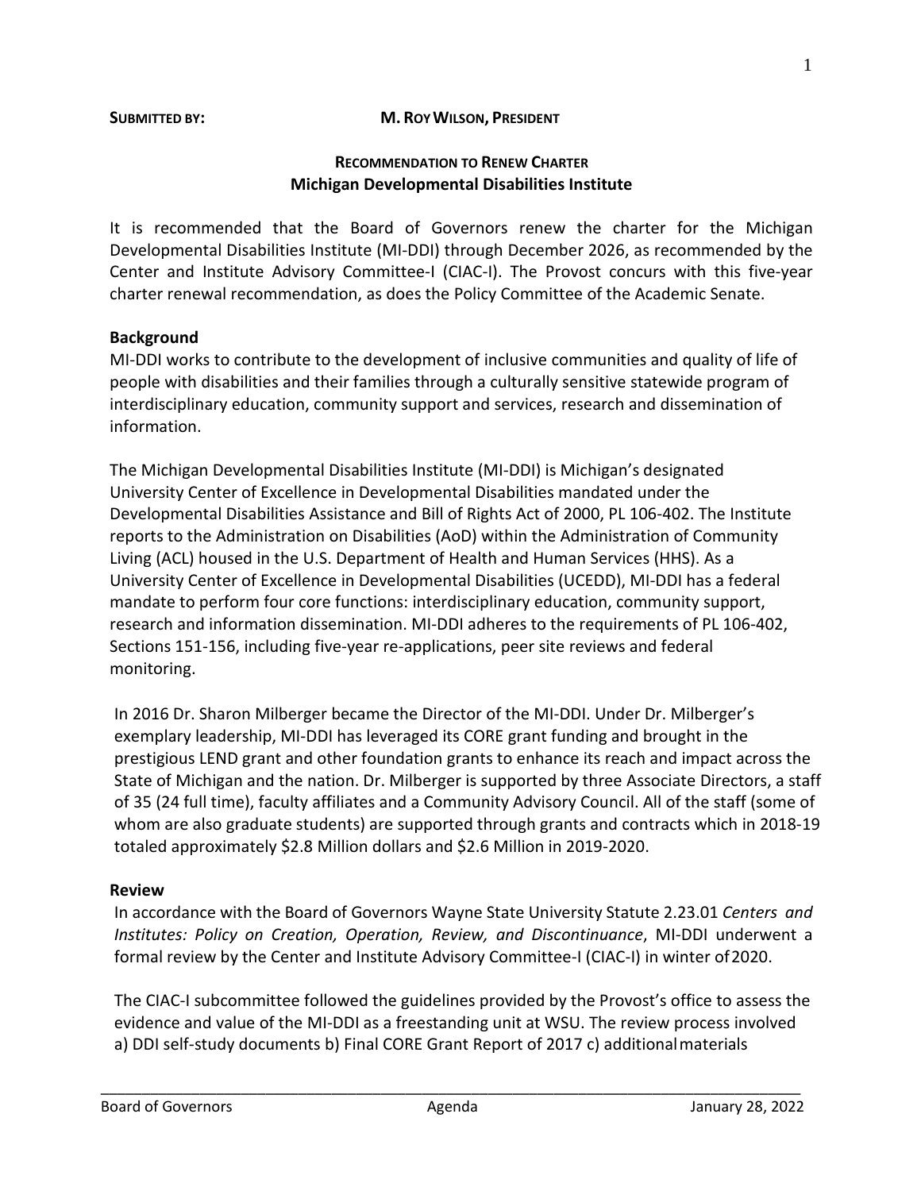**SUBMITTED BY:** **M. ROY WILSON, PRESIDENT**

## RECOMMENDATION TO RENEW CHARTER
## Michigan Developmental Disabilities Institute

It is recommended that the Board of Governors renew the charter for the Michigan Developmental Disabilities Institute (MI-DDI) through December 2026, as recommended by the Center and Institute Advisory Committee-I (CIAC-I). The Provost concurs with this five-year charter renewal recommendation, as does the Policy Committee of the Academic Senate.

### Background

MI-DDI works to contribute to the development of inclusive communities and quality of life of people with disabilities and their families through a culturally sensitive statewide program of interdisciplinary education, community support and services, research and dissemination of information.

The Michigan Developmental Disabilities Institute (MI-DDI) is Michigan's designated University Center of Excellence in Developmental Disabilities mandated under the Developmental Disabilities Assistance and Bill of Rights Act of 2000, PL 106-402. The Institute reports to the Administration on Disabilities (AoD) within the Administration of Community Living (ACL) housed in the U.S. Department of Health and Human Services (HHS). As a University Center of Excellence in Developmental Disabilities (UCEDD), MI-DDI has a federal mandate to perform four core functions: interdisciplinary education, community support, research and information dissemination. MI-DDI adheres to the requirements of PL 106-402, Sections 151-156, including five-year re-applications, peer site reviews and federal monitoring.

In 2016 Dr. Sharon Milberger became the Director of the MI-DDI. Under Dr. Milberger's exemplary leadership, MI-DDI has leveraged its CORE grant funding and brought in the prestigious LEND grant and other foundation grants to enhance its reach and impact across the State of Michigan and the nation. Dr. Milberger is supported by three Associate Directors, a staff of 35 (24 full time), faculty affiliates and a Community Advisory Council. All of the staff (some of whom are also graduate students) are supported through grants and contracts which in 2018-19 totaled approximately $2.8 Million dollars and $2.6 Million in 2019-2020.

### Review

In accordance with the Board of Governors Wayne State University Statute 2.23.01 *Centers and Institutes: Policy on Creation, Operation, Review, and Discontinuance*, MI-DDI underwent a formal review by the Center and Institute Advisory Committee-I (CIAC-I) in winter of 2020.

The CIAC-I subcommittee followed the guidelines provided by the Provost's office to assess the evidence and value of the MI-DDI as a freestanding unit at WSU. The review process involved a) DDI self-study documents b) Final CORE Grant Report of 2017 c) additional materials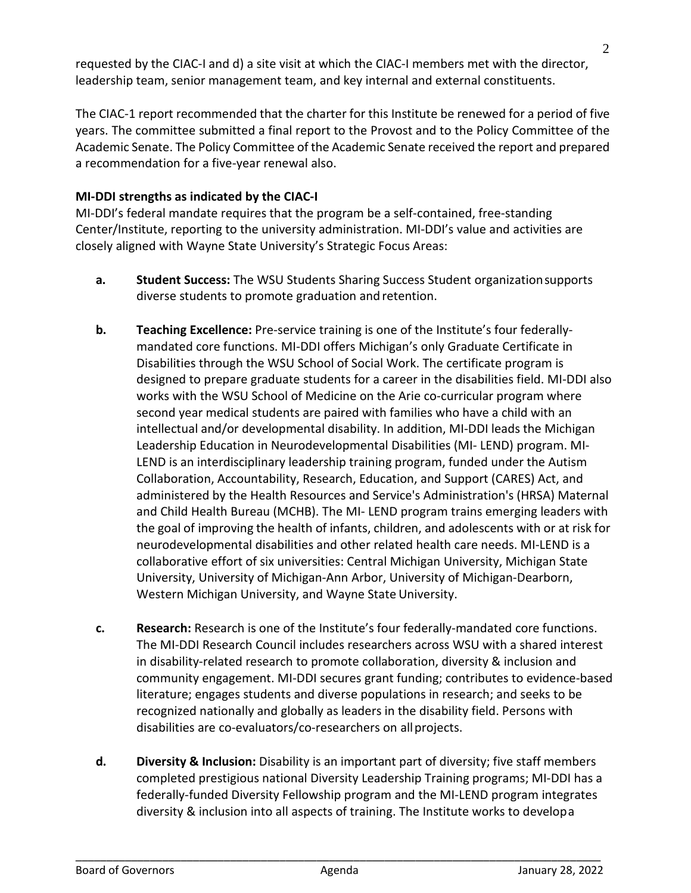requested by the CIAC-I and d) a site visit at which the CIAC-I members met with the director, leadership team, senior management team, and key internal and external constituents.

The CIAC-1 report recommended that the charter for this Institute be renewed for a period of five years. The committee submitted a final report to the Provost and to the Policy Committee of the Academic Senate. The Policy Committee of the Academic Senate received the report and prepared a recommendation for a five-year renewal also.

**MI-DDI strengths as indicated by the CIAC-I**

MI-DDI's federal mandate requires that the program be a self-contained, free-standing Center/Institute, reporting to the university administration. MI-DDI's value and activities are closely aligned with Wayne State University's Strategic Focus Areas:

a. **Student Success:** The WSU Students Sharing Success Student organization supports diverse students to promote graduation and retention.

b. **Teaching Excellence:** Pre-service training is one of the Institute's four federally-mandated core functions. MI-DDI offers Michigan's only Graduate Certificate in Disabilities through the WSU School of Social Work. The certificate program is designed to prepare graduate students for a career in the disabilities field. MI-DDI also works with the WSU School of Medicine on the Arie co-curricular program where second year medical students are paired with families who have a child with an intellectual and/or developmental disability. In addition, MI-DDI leads the Michigan Leadership Education in Neurodevelopmental Disabilities (MI- LEND) program. MI-LEND is an interdisciplinary leadership training program, funded under the Autism Collaboration, Accountability, Research, Education, and Support (CARES) Act, and administered by the Health Resources and Service's Administration's (HRSA) Maternal and Child Health Bureau (MCHB). The MI- LEND program trains emerging leaders with the goal of improving the health of infants, children, and adolescents with or at risk for neurodevelopmental disabilities and other related health care needs. MI-LEND is a collaborative effort of six universities: Central Michigan University, Michigan State University, University of Michigan-Ann Arbor, University of Michigan-Dearborn, Western Michigan University, and Wayne State University.

c. **Research:** Research is one of the Institute's four federally-mandated core functions. The MI-DDI Research Council includes researchers across WSU with a shared interest in disability-related research to promote collaboration, diversity & inclusion and community engagement. MI-DDI secures grant funding; contributes to evidence-based literature; engages students and diverse populations in research; and seeks to be recognized nationally and globally as leaders in the disability field. Persons with disabilities are co-evaluators/co-researchers on all projects.

d. **Diversity & Inclusion:** Disability is an important part of diversity; five staff members completed prestigious national Diversity Leadership Training programs; MI-DDI has a federally-funded Diversity Fellowship program and the MI-LEND program integrates diversity & inclusion into all aspects of training. The Institute works to develop a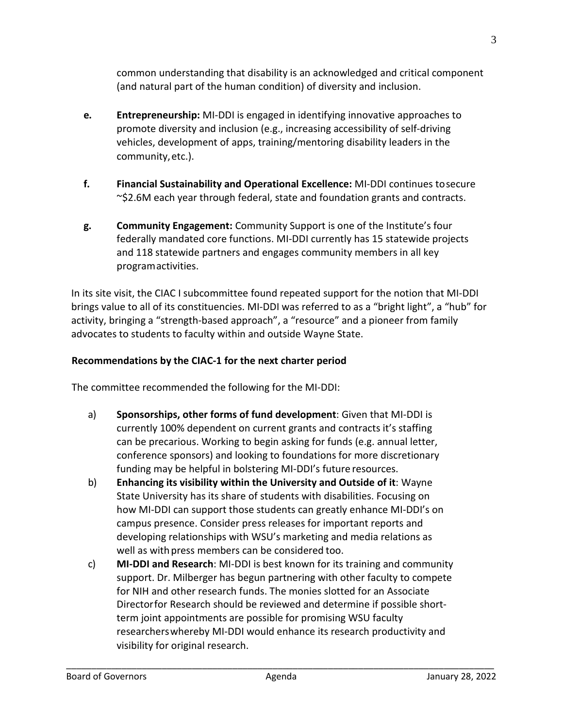common understanding that disability is an acknowledged and critical component (and natural part of the human condition) of diversity and inclusion.

**e.** **Entrepreneurship:** MI-DDI is engaged in identifying innovative approaches to promote diversity and inclusion (e.g., increasing accessibility of self-driving vehicles, development of apps, training/mentoring disability leaders in the community, etc.).

**f.** **Financial Sustainability and Operational Excellence:** MI-DDI continues to secure ~$2.6M each year through federal, state and foundation grants and contracts.

**g.** **Community Engagement:** Community Support is one of the Institute's four federally mandated core functions. MI-DDI currently has 15 statewide projects and 118 statewide partners and engages community members in all key program activities.

In its site visit, the CIAC I subcommittee found repeated support for the notion that MI-DDI brings value to all of its constituencies. MI-DDI was referred to as a "bright light", a "hub" for activity, bringing a "strength-based approach", a "resource" and a pioneer from family advocates to students to faculty within and outside Wayne State.

**Recommendations by the CIAC-1 for the next charter period**

The committee recommended the following for the MI-DDI:

a) **Sponsorships, other forms of fund development**: Given that MI-DDI is currently 100% dependent on current grants and contracts it's staffing can be precarious. Working to begin asking for funds (e.g. annual letter, conference sponsors) and looking to foundations for more discretionary funding may be helpful in bolstering MI-DDI's future resources.

b) **Enhancing its visibility within the University and Outside of it**: Wayne State University has its share of students with disabilities. Focusing on how MI-DDI can support those students can greatly enhance MI-DDI's on campus presence. Consider press releases for important reports and developing relationships with WSU's marketing and media relations as well as with press members can be considered too.

c) **MI-DDI and Research**: MI-DDI is best known for its training and community support. Dr. Milberger has begun partnering with other faculty to compete for NIH and other research funds. The monies slotted for an Associate Director for Research should be reviewed and determine if possible short-term joint appointments are possible for promising WSU faculty researchers whereby MI-DDI would enhance its research productivity and visibility for original research.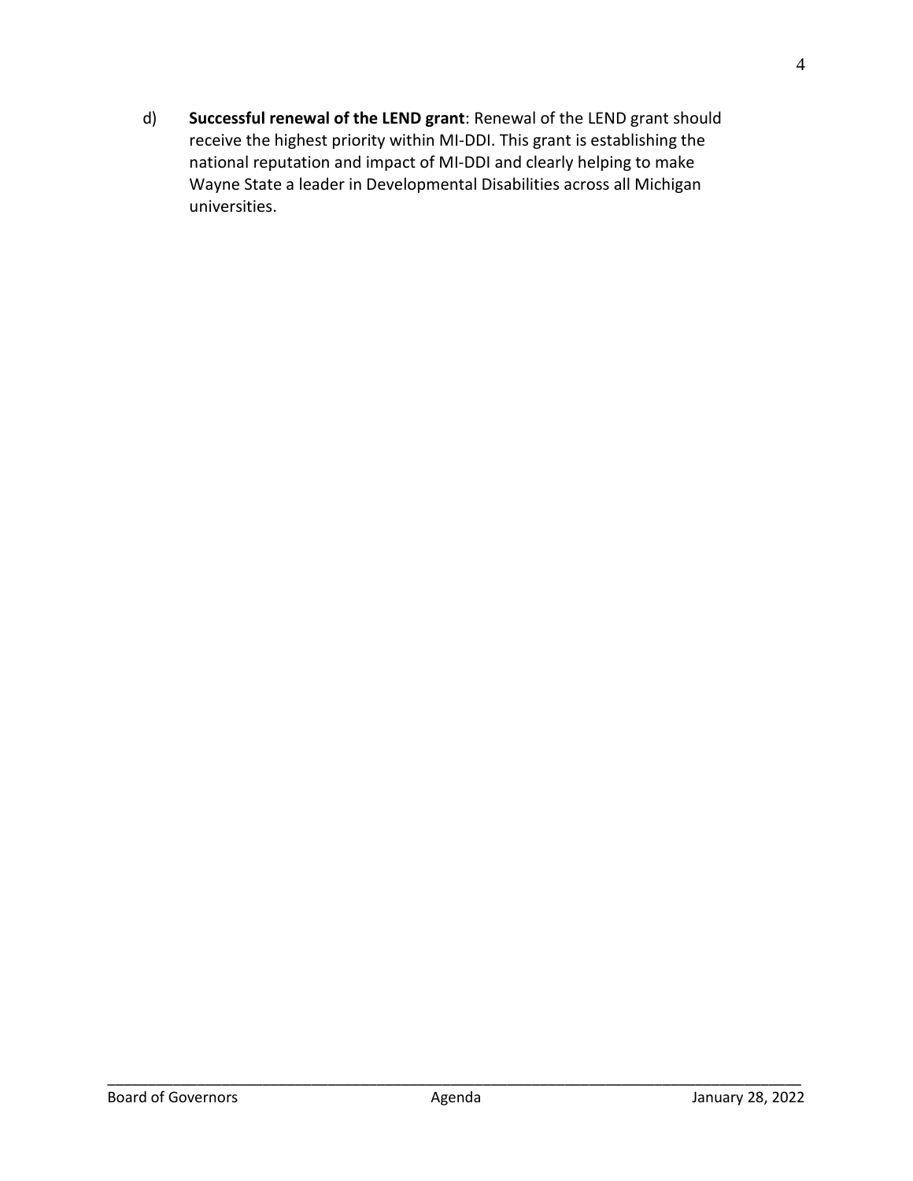d) **Successful renewal of the LEND grant**: Renewal of the LEND grant should receive the highest priority within MI-DDI. This grant is establishing the national reputation and impact of MI-DDI and clearly helping to make Wayne State a leader in Developmental Disabilities across all Michigan universities.